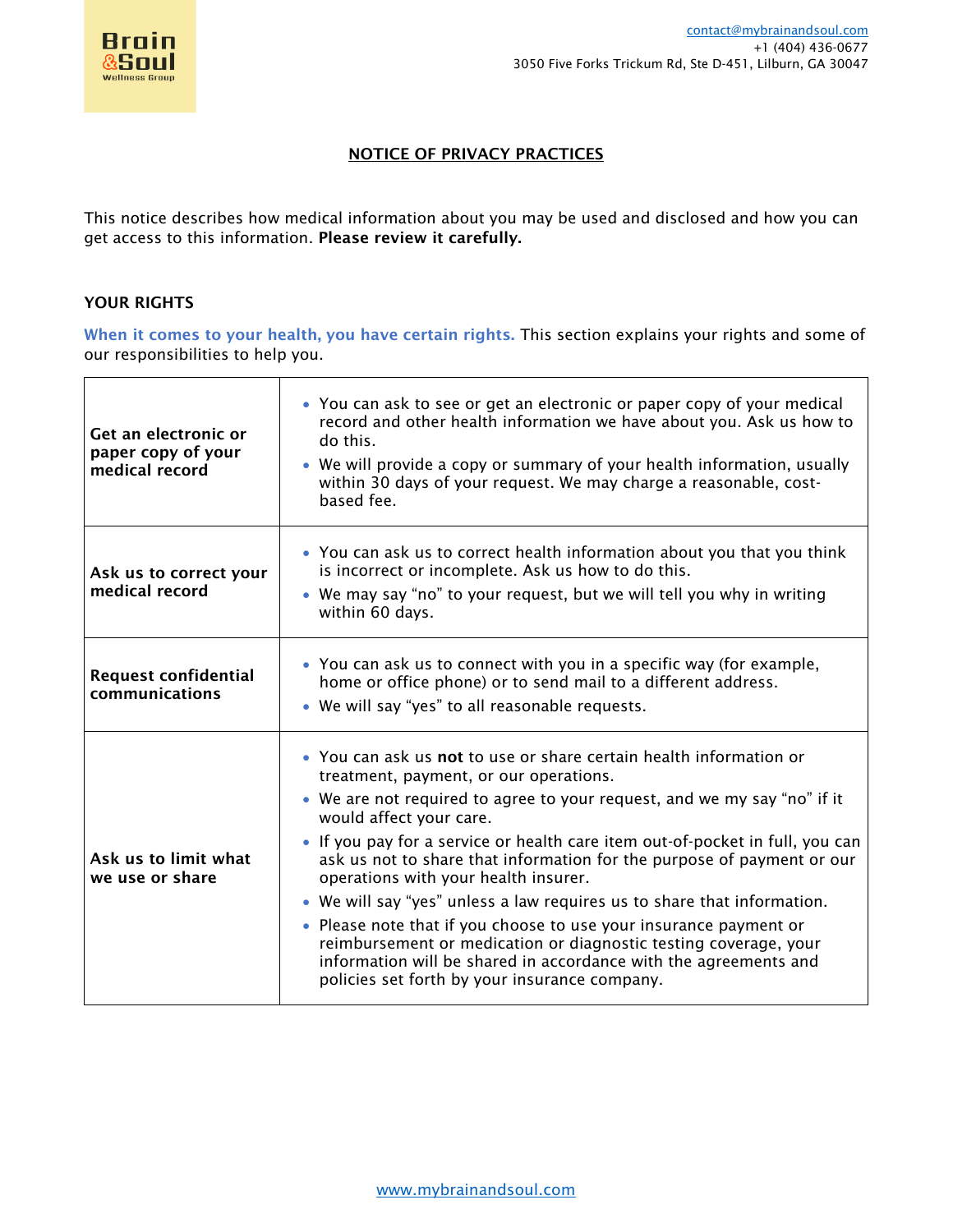Brain &Soul Wellness Group

contact@mybrainandsoul.com
+1 (404) 436-0677
3050 Five Forks Trickum Rd, Ste D-451, Lilburn, GA 30047

# NOTICE OF PRIVACY PRACTICES

This notice describes how medical information about you may be used and disclosed and how you can get access to this information. **Please review it carefully.**

## YOUR RIGHTS

When it comes to your health, you have certain rights. This section explains your rights and some of our responsibilities to help you.

| | |
|---|---|
| **Get an electronic or paper copy of your medical record** | • You can ask to see or get an electronic or paper copy of your medical record and other health information we have about you. Ask us how to do this.<br>• We will provide a copy or summary of your health information, usually within 30 days of your request. We may charge a reasonable, cost-based fee. |
| **Ask us to correct your medical record** | • You can ask us to correct health information about you that you think is incorrect or incomplete. Ask us how to do this.<br>• We may say "no" to your request, but we will tell you why in writing within 60 days. |
| **Request confidential communications** | • You can ask us to connect with you in a specific way (for example, home or office phone) or to send mail to a different address.<br>• We will say "yes" to all reasonable requests. |
| **Ask us to limit what we use or share** | • You can ask us **not** to use or share certain health information or treatment, payment, or our operations.<br>• We are not required to agree to your request, and we my say "no" if it would affect your care.<br>• If you pay for a service or health care item out-of-pocket in full, you can ask us not to share that information for the purpose of payment or our operations with your health insurer.<br>• We will say "yes" unless a law requires us to share that information.<br>• Please note that if you choose to use your insurance payment or reimbursement or medication or diagnostic testing coverage, your information will be shared in accordance with the agreements and policies set forth by your insurance company. |

www.mybrainandsoul.com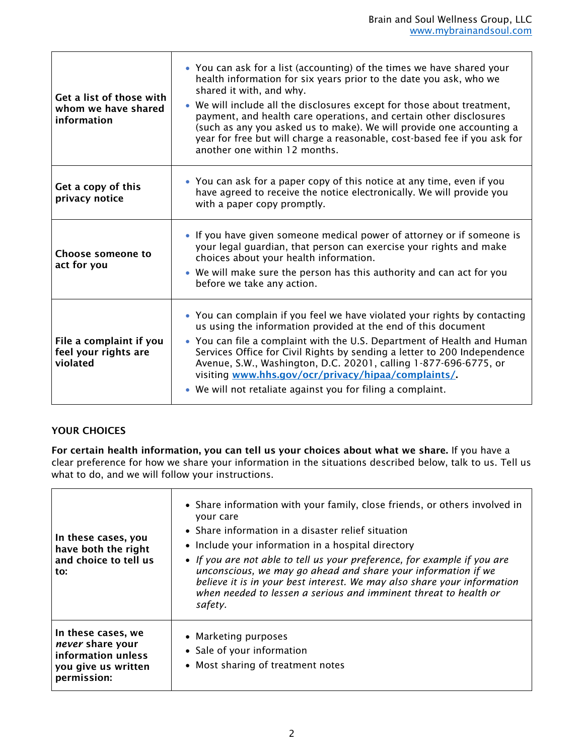| | |
|---|---|
| **Get a list of those with whom we have shared information** | • You can ask for a list (accounting) of the times we have shared your health information for six years prior to the date you ask, who we shared it with, and why.<br>• We will include all the disclosures except for those about treatment, payment, and health care operations, and certain other disclosures (such as any you asked us to make). We will provide one accounting a year for free but will charge a reasonable, cost-based fee if you ask for another one within 12 months. |
| **Get a copy of this privacy notice** | • You can ask for a paper copy of this notice at any time, even if you have agreed to receive the notice electronically. We will provide you with a paper copy promptly. |
| **Choose someone to act for you** | • If you have given someone medical power of attorney or if someone is your legal guardian, that person can exercise your rights and make choices about your health information.<br>• We will make sure the person has this authority and can act for you before we take any action. |
| **File a complaint if you feel your rights are violated** | • You can complain if you feel we have violated your rights by contacting us using the information provided at the end of this document<br>• You can file a complaint with the U.S. Department of Health and Human Services Office for Civil Rights by sending a letter to 200 Independence Avenue, S.W., Washington, D.C. 20201, calling 1-877-696-6775, or visiting **www.hhs.gov/ocr/privacy/hipaa/complaints/.**<br>• We will not retaliate against you for filing a complaint. |

## YOUR CHOICES

**For certain health information, you can tell us your choices about what we share.** If you have a clear preference for how we share your information in the situations described below, talk to us. Tell us what to do, and we will follow your instructions.

| | |
|---|---|
| **In these cases, you have both the right and choice to tell us to:** | • Share information with your family, close friends, or others involved in your care<br>• Share information in a disaster relief situation<br>• Include your information in a hospital directory<br>• *If you are not able to tell us your preference, for example if you are unconscious, we may go ahead and share your information if we believe it is in your best interest. We may also share your information when needed to lessen a serious and imminent threat to health or safety.* |
| **In these cases, we *never* share your information unless you give us written permission:** | • Marketing purposes<br>• Sale of your information<br>• Most sharing of treatment notes |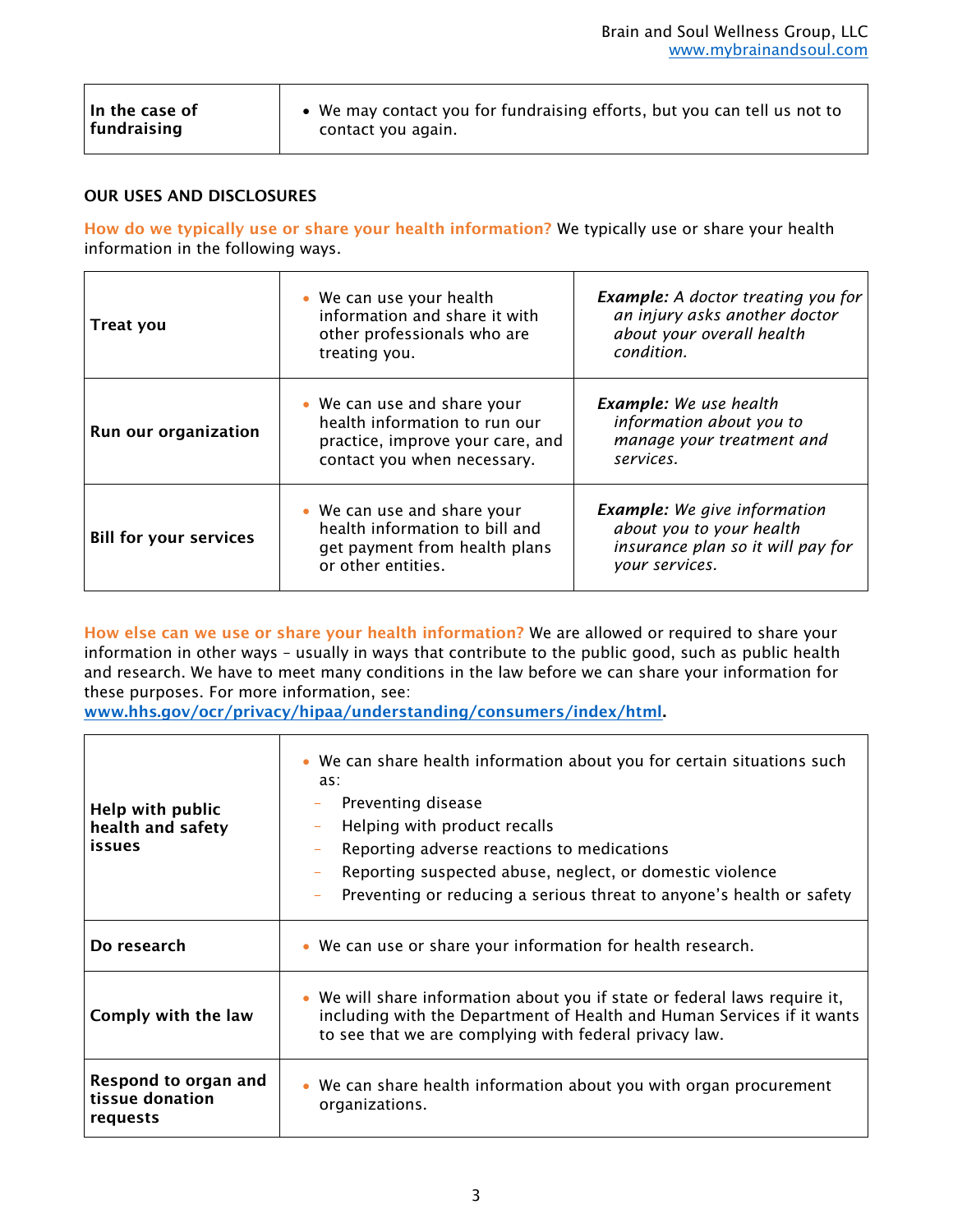| In the case of fundraising | • We may contact you for fundraising efforts, but you can tell us not to contact you again. |
|---|---|

## OUR USES AND DISCLOSURES

**How do we typically use or share your health information?** We typically use or share your health information in the following ways.

| | | |
|---|---|---|
| **Treat you** | • We can use your health information and share it with other professionals who are treating you. | ***Example:*** *A doctor treating you for an injury asks another doctor about your overall health condition.* |
| **Run our organization** | • We can use and share your health information to run our practice, improve your care, and contact you when necessary. | ***Example:*** *We use health information about you to manage your treatment and services.* |
| **Bill for your services** | • We can use and share your health information to bill and get payment from health plans or other entities. | ***Example:*** *We give information about you to your health insurance plan so it will pay for your services.* |

**How else can we use or share your health information?** We are allowed or required to share your information in other ways – usually in ways that contribute to the public good, such as public health and research. We have to meet many conditions in the law before we can share your information for these purposes. For more information, see: **www.hhs.gov/ocr/privacy/hipaa/understanding/consumers/index/html.**

| | |
|---|---|
| **Help with public health and safety issues** | • We can share health information about you for certain situations such as: <br> – Preventing disease <br> – Helping with product recalls <br> – Reporting adverse reactions to medications <br> – Reporting suspected abuse, neglect, or domestic violence <br> – Preventing or reducing a serious threat to anyone's health or safety |
| **Do research** | • We can use or share your information for health research. |
| **Comply with the law** | • We will share information about you if state or federal laws require it, including with the Department of Health and Human Services if it wants to see that we are complying with federal privacy law. |
| **Respond to organ and tissue donation requests** | • We can share health information about you with organ procurement organizations. |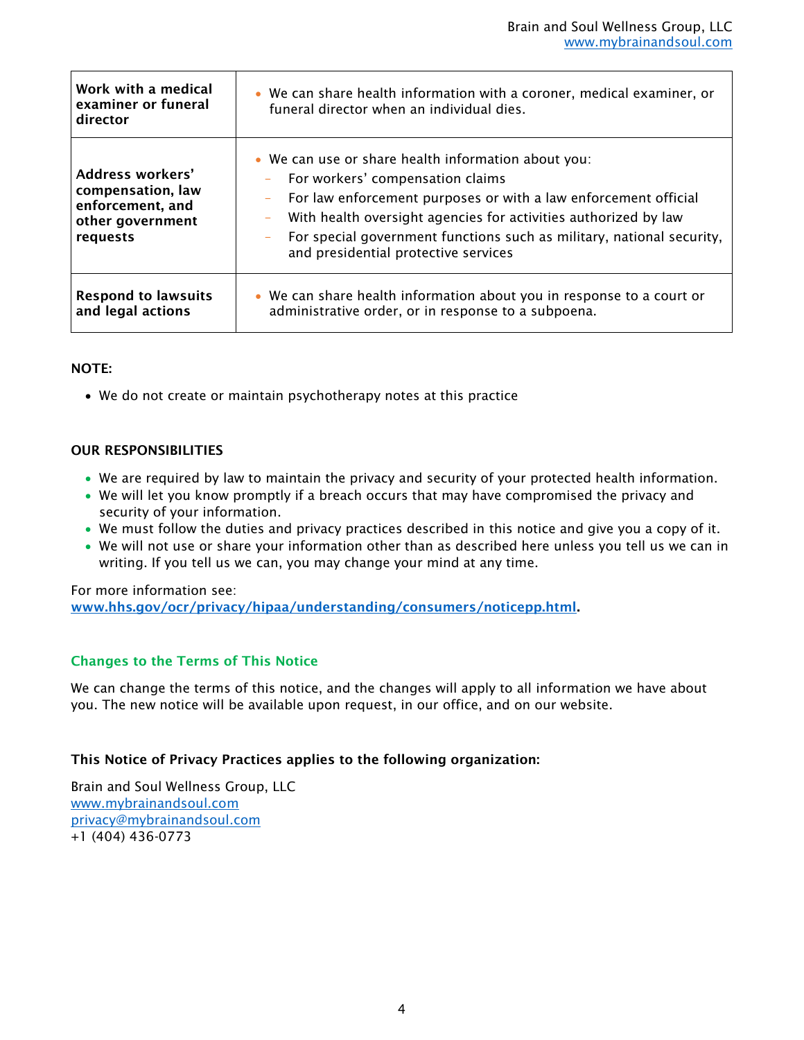| | |
|---|---|
| **Work with a medical examiner or funeral director** | • We can share health information with a coroner, medical examiner, or funeral director when an individual dies. |
| **Address workers' compensation, law enforcement, and other government requests** | • We can use or share health information about you:<br>– For workers' compensation claims<br>– For law enforcement purposes or with a law enforcement official<br>– With health oversight agencies for activities authorized by law<br>– For special government functions such as military, national security, and presidential protective services |
| **Respond to lawsuits and legal actions** | • We can share health information about you in response to a court or administrative order, or in response to a subpoena. |

**NOTE:**

- We do not create or maintain psychotherapy notes at this practice

**OUR RESPONSIBILITIES**

- We are required by law to maintain the privacy and security of your protected health information.
- We will let you know promptly if a breach occurs that may have compromised the privacy and security of your information.
- We must follow the duties and privacy practices described in this notice and give you a copy of it.
- We will not use or share your information other than as described here unless you tell us we can in writing. If you tell us we can, you may change your mind at any time.

For more information see:
**www.hhs.gov/ocr/privacy/hipaa/understanding/consumers/noticepp.html.**

## Changes to the Terms of This Notice

We can change the terms of this notice, and the changes will apply to all information we have about you. The new notice will be available upon request, in our office, and on our website.

**This Notice of Privacy Practices applies to the following organization:**

Brain and Soul Wellness Group, LLC
www.mybrainandsoul.com
privacy@mybrainandsoul.com
+1 (404) 436-0773